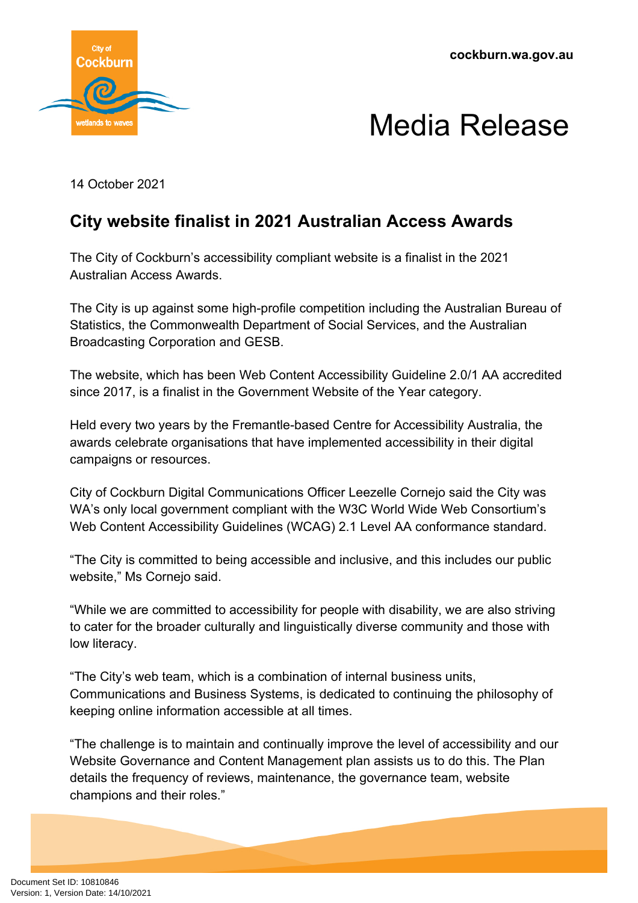cockburn.wa.gov.au

# Media Release

14 October 2021

## City website finalist in 2021 Australian Access Awards

The City of Cockburn's accessibility compliant website is a finalist in the 2021 Australian Access Awards.

The City is up against some high-profile competition including the Australian Bureau of Statistics, the Commonwealth Department of Social Services, and the Australian Broadcasting Corporation and GESB.

The website, which has been Web Content Accessibility Guideline 2.0/1 AA accredited since 2017, is a finalist in the Government Website of the Year category.

Held every two years by the Fremantle-based Centre for Accessibility Australia, the awards celebrate organisations that have implemented accessibility in their digital campaigns or resources.

City of Cockburn Digital Communications Officer Leezelle Cornejo said the City was WA's only local government compliant with the W3C World Wide Web Consortium's Web Content Accessibility Guidelines (WCAG) 2.1 Level AA conformance standard.

"The City is committed to being accessible and inclusive, and this includes our public website," Ms Cornejo said.

"While we are committed to accessibility for people with disability, we are also striving to cater for the broader culturally and linguistically diverse community and those with low literacy.

"The City's web team, which is a combination of internal business units, Communications and Business Systems, is dedicated to continuing the philosophy of keeping online information accessible at all times.

"The challenge is to maintain and continually improve the level of accessibility and our Website Governance and Content Management plan assists us to do this. The Plan details the frequency of reviews, maintenance, the governance team, website champions and their roles."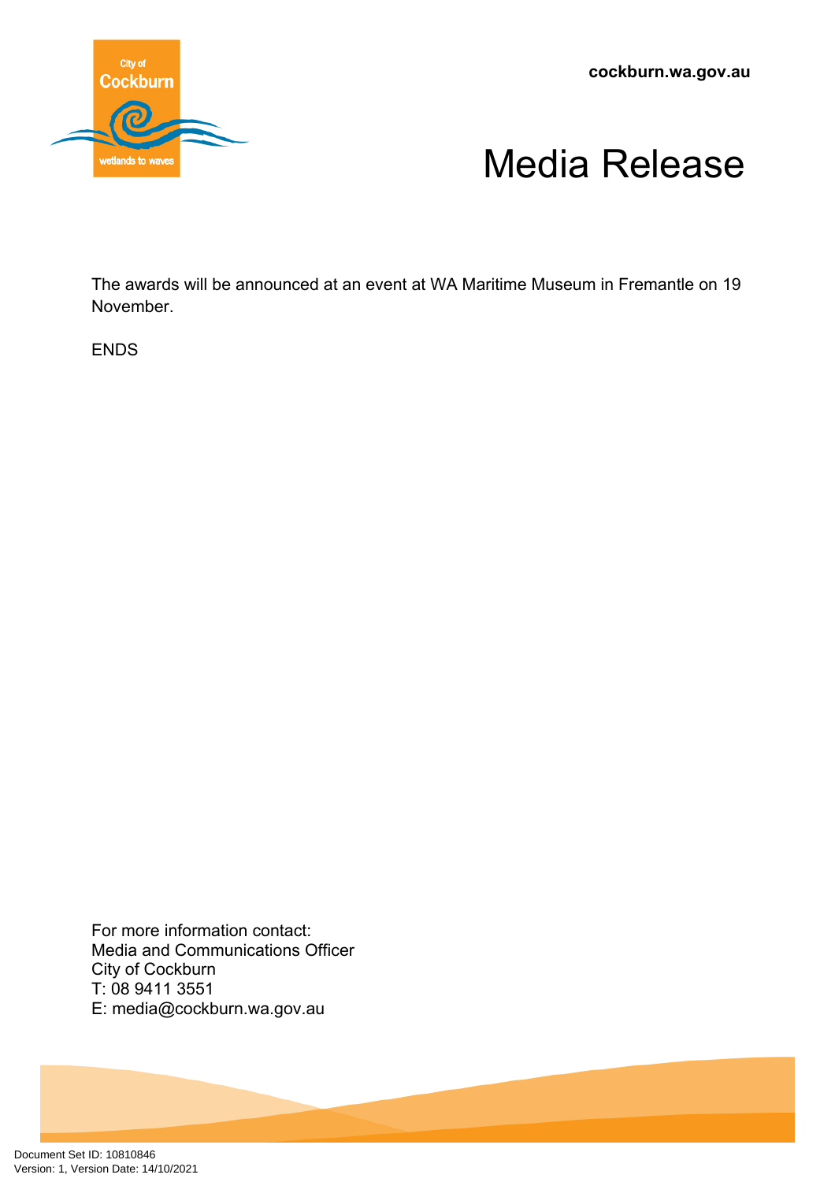The awards will be announced at an event at WA Maritime Museum in Fremantle on 19 November.

ENDS

For more information contact:
Media and Communications Officer
City of Cockburn
T: 08 9411 3551
E: media@cockburn.wa.gov.au